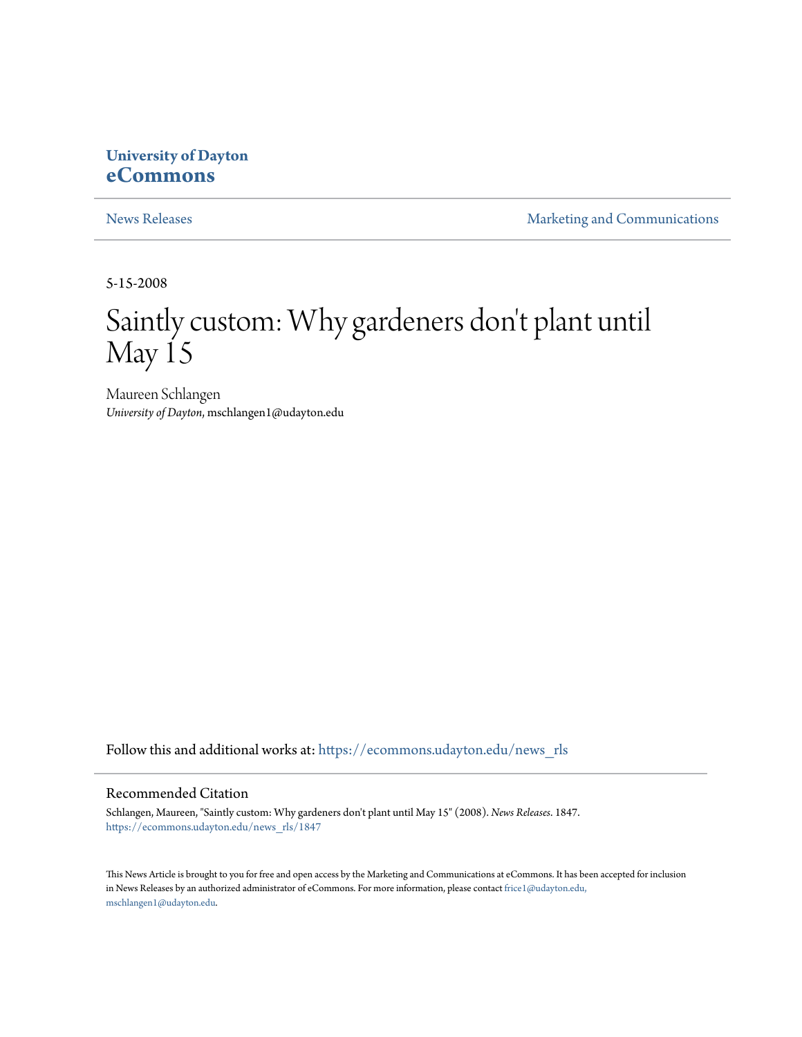University of Dayton
**eCommons**

News Releases | Marketing and Communications

5-15-2008

# Saintly custom: Why gardeners don't plant until May 15

Maureen Schlangen
*University of Dayton*, mschlangen1@udayton.edu

Follow this and additional works at: https://ecommons.udayton.edu/news_rls

## Recommended Citation

Schlangen, Maureen, "Saintly custom: Why gardeners don't plant until May 15" (2008). *News Releases*. 1847.
https://ecommons.udayton.edu/news_rls/1847

This News Article is brought to you for free and open access by the Marketing and Communications at eCommons. It has been accepted for inclusion in News Releases by an authorized administrator of eCommons. For more information, please contact frice1@udayton.edu, mschlangen1@udayton.edu.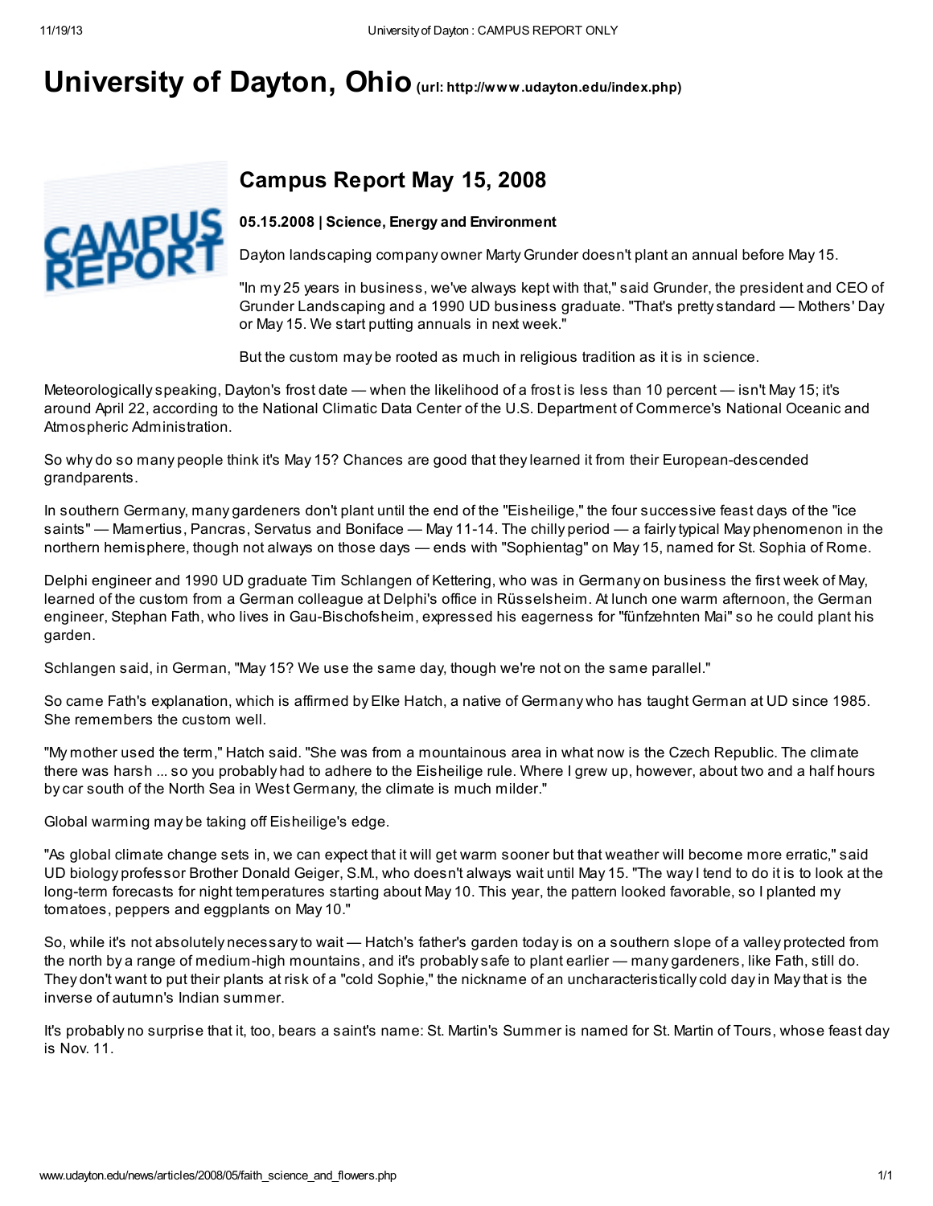// University of Dayton, Ohio (url: http://www.udayton.edu/index.php)

## Campus Report May 15, 2008

**05.15.2008 | Science, Energy and Environment**

Dayton landscaping company owner Marty Grunder doesn't plant an annual before May 15.

"In my 25 years in business, we've always kept with that," said Grunder, the president and CEO of Grunder Landscaping and a 1990 UD business graduate. "That's pretty standard — Mothers' Day or May 15. We start putting annuals in next week."

But the custom may be rooted as much in religious tradition as it is in science.

Meteorologically speaking, Dayton's frost date — when the likelihood of a frost is less than 10 percent — isn't May 15; it's around April 22, according to the National Climatic Data Center of the U.S. Department of Commerce's National Oceanic and Atmospheric Administration.

So why do so many people think it's May 15? Chances are good that they learned it from their European-descended grandparents.

In southern Germany, many gardeners don't plant until the end of the "Eisheilige," the four successive feast days of the "ice saints" — Mamertius, Pancras, Servatus and Boniface — May 11-14. The chilly period — a fairly typical May phenomenon in the northern hemisphere, though not always on those days — ends with "Sophientag" on May 15, named for St. Sophia of Rome.

Delphi engineer and 1990 UD graduate Tim Schlangen of Kettering, who was in Germany on business the first week of May, learned of the custom from a German colleague at Delphi's office in Rüsselsheim. At lunch one warm afternoon, the German engineer, Stephan Fath, who lives in Gau-Bischofsheim, expressed his eagerness for "fünfzehnten Mai" so he could plant his garden.

Schlangen said, in German, "May 15? We use the same day, though we're not on the same parallel."

So came Fath's explanation, which is affirmed by Elke Hatch, a native of Germany who has taught German at UD since 1985. She remembers the custom well.

"My mother used the term," Hatch said. "She was from a mountainous area in what now is the Czech Republic. The climate there was harsh ... so you probably had to adhere to the Eisheilige rule. Where I grew up, however, about two and a half hours by car south of the North Sea in West Germany, the climate is much milder."

Global warming may be taking off Eisheilige's edge.

"As global climate change sets in, we can expect that it will get warm sooner but that weather will become more erratic," said UD biology professor Brother Donald Geiger, S.M., who doesn't always wait until May 15. "The way I tend to do it is to look at the long-term forecasts for night temperatures starting about May 10. This year, the pattern looked favorable, so I planted my tomatoes, peppers and eggplants on May 10."

So, while it's not absolutely necessary to wait — Hatch's father's garden today is on a southern slope of a valley protected from the north by a range of medium-high mountains, and it's probably safe to plant earlier — many gardeners, like Fath, still do. They don't want to put their plants at risk of a "cold Sophie," the nickname of an uncharacteristically cold day in May that is the inverse of autumn's Indian summer.

It's probably no surprise that it, too, bears a saint's name: St. Martin's Summer is named for St. Martin of Tours, whose feast day is Nov. 11.